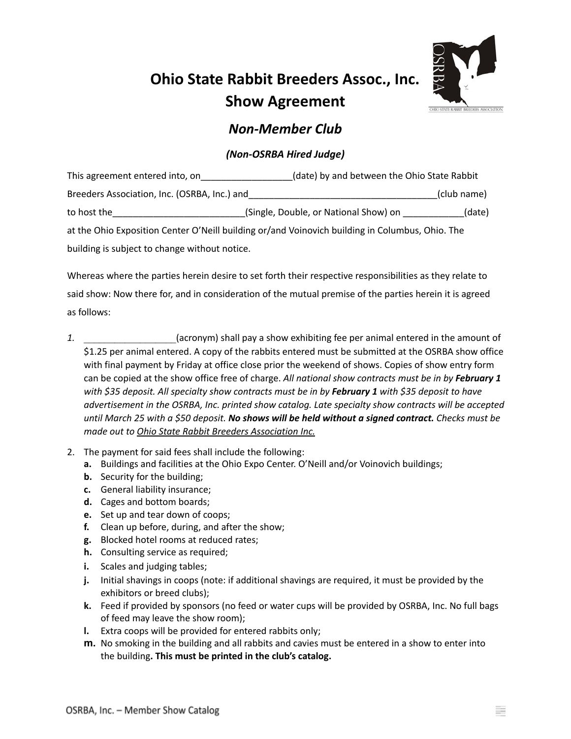# Ohio State Rabbit Breeders Assoc., Inc.
# Show Agreement

## *Non-Member Club*

### *(Non-OSRBA Hired Judge)*

This agreement entered into, on__________________(date) by and between the Ohio State Rabbit Breeders Association, Inc. (OSRBA, Inc.) and______________________________________(club name) to host the__________________________(Single, Double, or National Show) on ____________(date) at the Ohio Exposition Center O'Neill building or/and Voinovich building in Columbus, Ohio. The building is subject to change without notice.

Whereas where the parties herein desire to set forth their respective responsibilities as they relate to said show: Now there for, and in consideration of the mutual premise of the parties herein it is agreed as follows:

1. __________________(acronym) shall pay a show exhibiting fee per animal entered in the amount of $1.25 per animal entered. A copy of the rabbits entered must be submitted at the OSRBA show office with final payment by Friday at office close prior the weekend of shows. Copies of show entry form can be copied at the show office free of charge. *All national show contracts must be in by **February 1** with $35 deposit. All specialty show contracts must be in by **February 1** with $35 deposit to have advertisement in the OSRBA, Inc. printed show catalog. Late specialty show contracts will be accepted until March 25 with a $50 deposit.* ***No shows will be held without a signed contract.*** *Checks must be made out to* <u>*Ohio State Rabbit Breeders Association Inc.*</u>

2. The payment for said fees shall include the following:
   - **a.** Buildings and facilities at the Ohio Expo Center. O'Neill and/or Voinovich buildings;
   - **b.** Security for the building;
   - **c.** General liability insurance;
   - **d.** Cages and bottom boards;
   - **e.** Set up and tear down of coops;
   - **f.** Clean up before, during, and after the show;
   - **g.** Blocked hotel rooms at reduced rates;
   - **h.** Consulting service as required;
   - **i.** Scales and judging tables;
   - **j.** Initial shavings in coops (note: if additional shavings are required, it must be provided by the exhibitors or breed clubs);
   - **k.** Feed if provided by sponsors (no feed or water cups will be provided by OSRBA, Inc. No full bags of feed may leave the show room);
   - **l.** Extra coops will be provided for entered rabbits only;
   - **m.** No smoking in the building and all rabbits and cavies must be entered in a show to enter into the building**. This must be printed in the club's catalog.**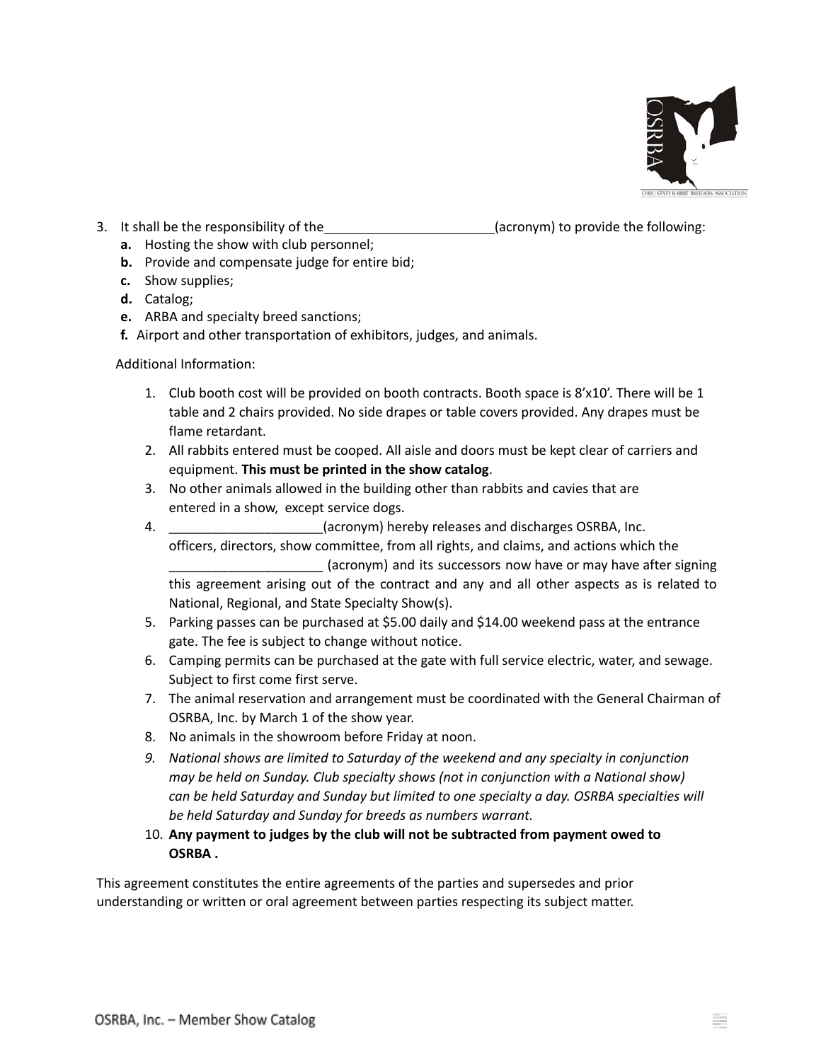3. It shall be the responsibility of the _______________________ (acronym) to provide the following:
   - **a.** Hosting the show with club personnel;
   - **b.** Provide and compensate judge for entire bid;
   - **c.** Show supplies;
   - **d.** Catalog;
   - **e.** ARBA and specialty breed sanctions;
   - **f.** Airport and other transportation of exhibitors, judges, and animals.

   Additional Information:

   1. Club booth cost will be provided on booth contracts. Booth space is 8'x10'. There will be 1 table and 2 chairs provided. No side drapes or table covers provided. Any drapes must be flame retardant.
   2. All rabbits entered must be cooped. All aisle and doors must be kept clear of carriers and equipment. **This must be printed in the show catalog**.
   3. No other animals allowed in the building other than rabbits and cavies that are entered in a show, except service dogs.
   4. _____________________(acronym) hereby releases and discharges OSRBA, Inc. officers, directors, show committee, from all rights, and claims, and actions which the _____________________ (acronym) and its successors now have or may have after signing this agreement arising out of the contract and any and all other aspects as is related to National, Regional, and State Specialty Show(s).
   5. Parking passes can be purchased at $5.00 daily and $14.00 weekend pass at the entrance gate. The fee is subject to change without notice.
   6. Camping permits can be purchased at the gate with full service electric, water, and sewage. Subject to first come first serve.
   7. The animal reservation and arrangement must be coordinated with the General Chairman of OSRBA, Inc. by March 1 of the show year.
   8. No animals in the showroom before Friday at noon.
   9. *National shows are limited to Saturday of the weekend and any specialty in conjunction may be held on Sunday. Club specialty shows (not in conjunction with a National show) can be held Saturday and Sunday but limited to one specialty a day. OSRBA specialties will be held Saturday and Sunday for breeds as numbers warrant.*
   10. **Any payment to judges by the club will not be subtracted from payment owed to OSRBA .**

This agreement constitutes the entire agreements of the parties and supersedes and prior understanding or written or oral agreement between parties respecting its subject matter.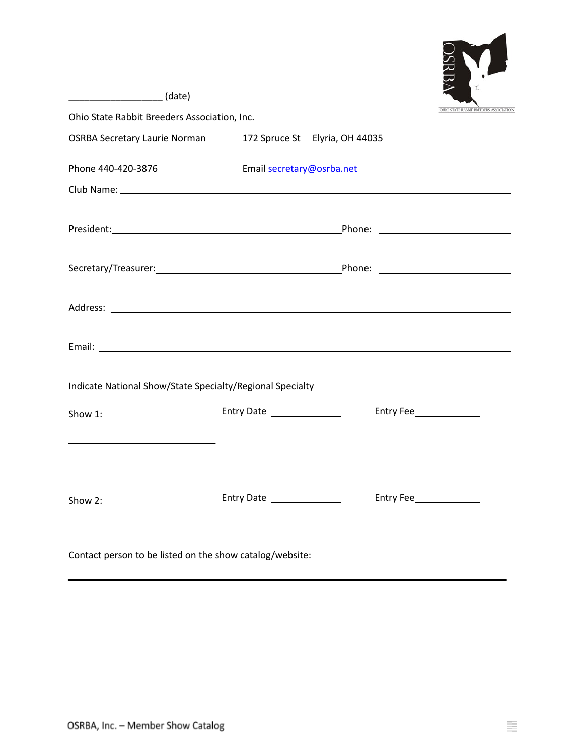__________________ (date)

Ohio State Rabbit Breeders Association, Inc.

OSRBA Secretary Laurie Norman 172 Spruce St Elyria, OH 44035

Phone 440-420-3876 Email secretary@osrba.net

Club Name: ______________________________________________

President: ______________________________ Phone: ______________

Secretary/Treasurer: ______________________ Phone: ______________

Address: ______________________________________________

Email: ______________________________________________

Indicate National Show/State Specialty/Regional Specialty

Show 1: Entry Date ___________ Entry Fee___________

______________________

Show 2: Entry Date ___________ Entry Fee___________

______________________

Contact person to be listed on the show catalog/website:

______________________________________________